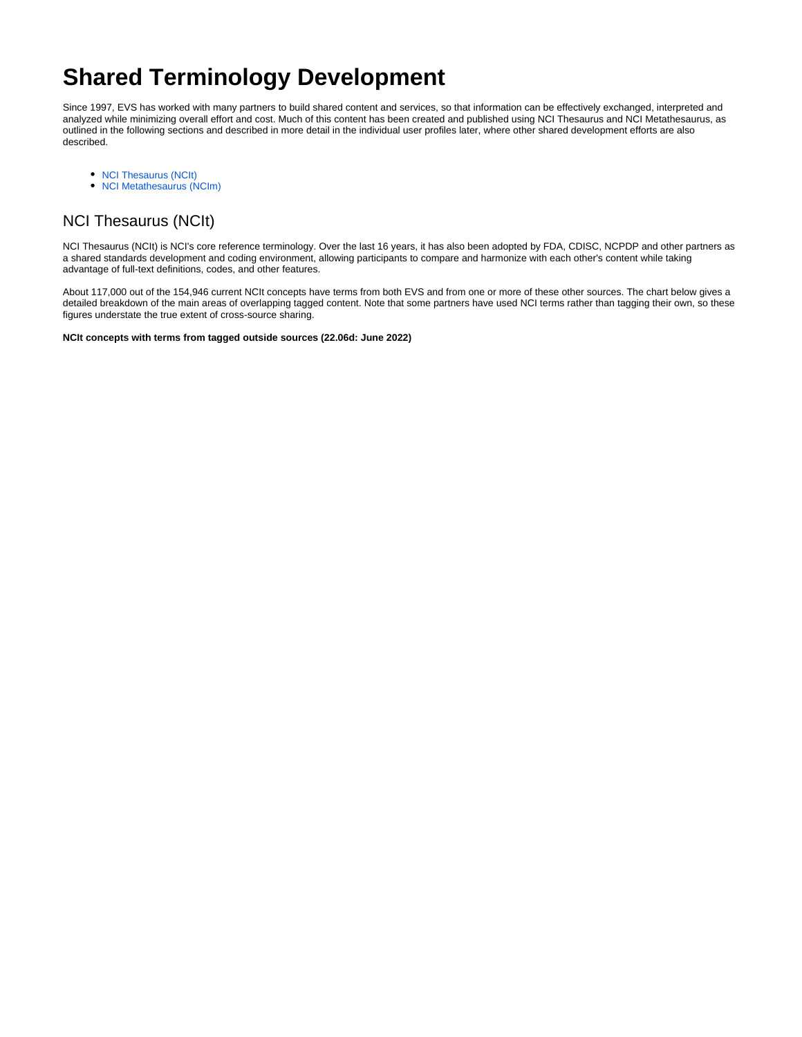# Shared Terminology Development

Since 1997, EVS has worked with many partners to build shared content and services, so that information can be effectively exchanged, interpreted and analyzed while minimizing overall effort and cost. Much of this content has been created and published using NCI Thesaurus and NCI Metathesaurus, as outlined in the following sections and described in more detail in the individual user profiles later, where other shared development efforts are also described.

- NCI Thesaurus (NCIt)
- NCI Metathesaurus (NCIm)

## NCI Thesaurus (NCIt)

NCI Thesaurus (NCIt) is NCI's core reference terminology. Over the last 16 years, it has also been adopted by FDA, CDISC, NCPDP and other partners as a shared standards development and coding environment, allowing participants to compare and harmonize with each other's content while taking advantage of full-text definitions, codes, and other features.

About 117,000 out of the 154,946 current NCIt concepts have terms from both EVS and from one or more of these other sources. The chart below gives a detailed breakdown of the main areas of overlapping tagged content. Note that some partners have used NCI terms rather than tagging their own, so these figures understate the true extent of cross-source sharing.

**NCIt concepts with terms from tagged outside sources (22.06d: June 2022)**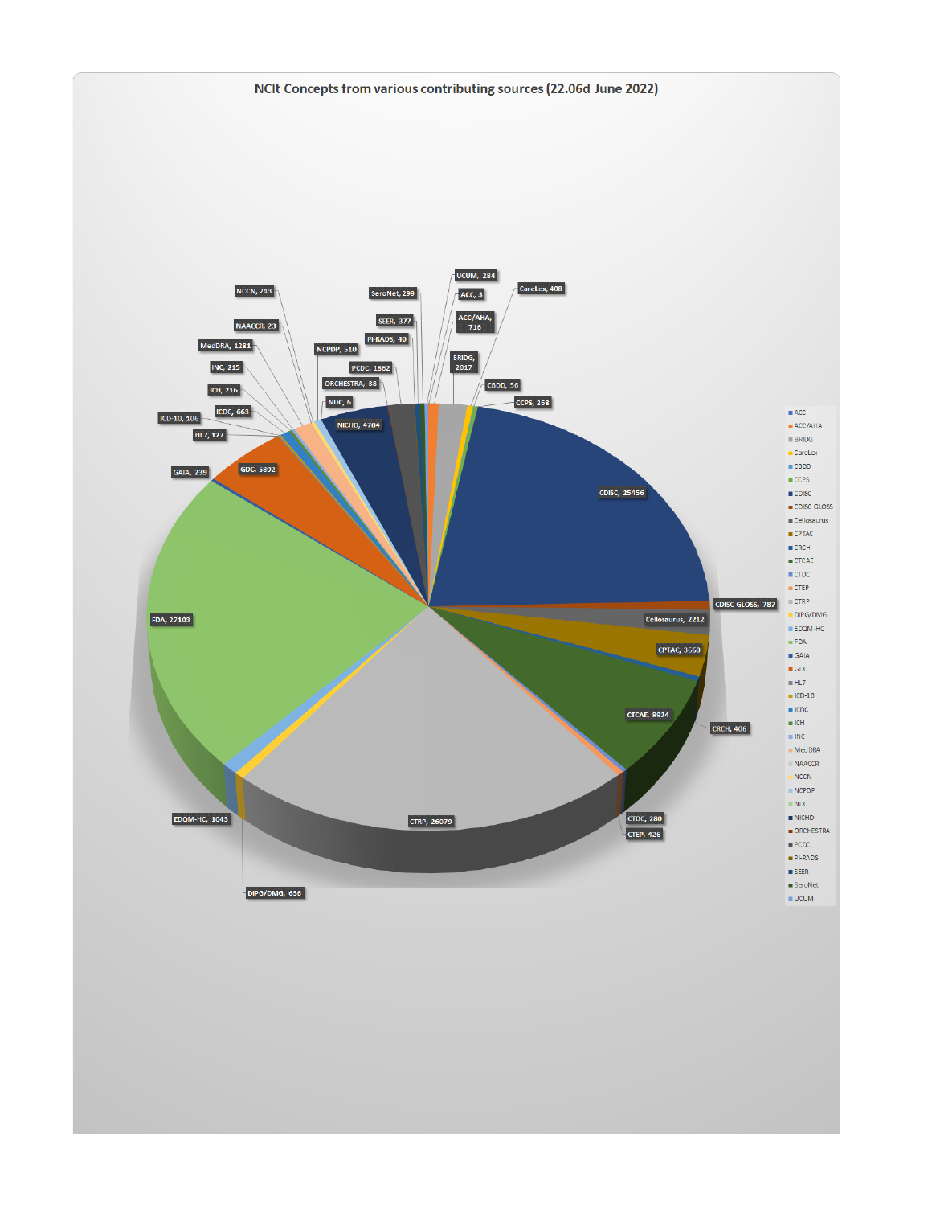NCIt Concepts from various contributing sources (22.06d June 2022)

| Source | Concepts |
|---|---|
| ACC | 3 |
| ACC/AHA | 716 |
| BRIDG | 2017 |
| CareLex | 408 |
| CBDD | 56 |
| CCPS | 268 |
| CDISC | 25456 |
| CDISC-GLOSS | 787 |
| Cellosaurus | 2212 |
| CPTAC | 3660 |
| CRCH | 406 |
| CTCAE | 8924 |
| CTDC | 280 |
| CTEP | 426 |
| CTRP | 26079 |
| DIPG/DMG | 636 |
| EDQM-HC | 1043 |
| FDA | 27103 |
| GAIA | 239 |
| GDC | 5892 |
| HL7 | 127 |
| ICD-10 | 106 |
| ICDC | 663 |
| ICH | 216 |
| INC | 215 |
| MedDRA | 1281 |
| NAACCR | 23 |
| NCCN | 243 |
| NCPDP | 510 |
| NDC | 6 |
| NICHD | 4784 |
| ORCHESTRA | 38 |
| PCDC | 1862 |
| PI-RADS | 40 |
| SEER | 377 |
| SeroNet | 299 |
| UCUM | 284 |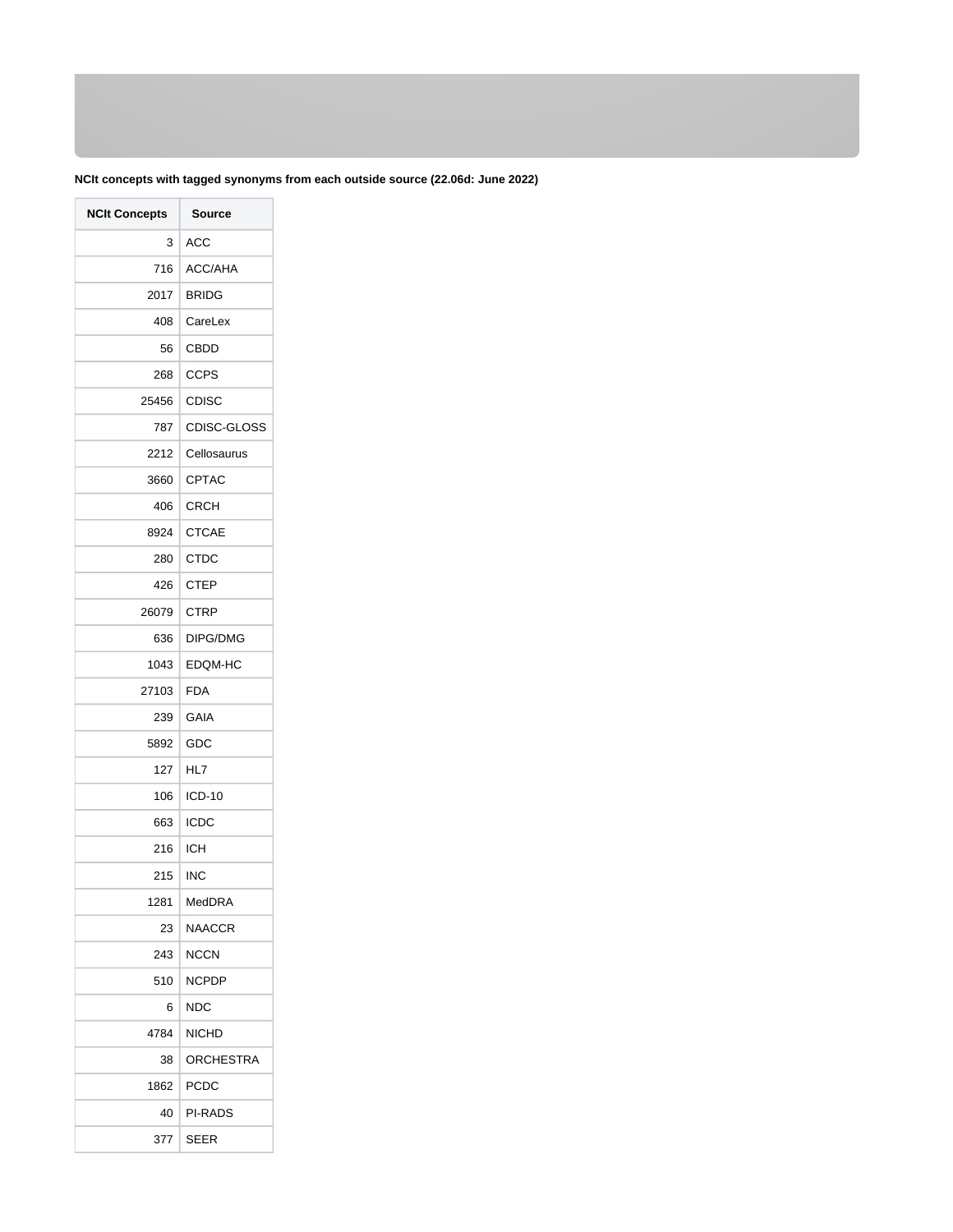**NCIt concepts with tagged synonyms from each outside source (22.06d: June 2022)**

| NCIt Concepts | Source |
|---:|---|
| 3 | ACC |
| 716 | ACC/AHA |
| 2017 | BRIDG |
| 408 | CareLex |
| 56 | CBDD |
| 268 | CCPS |
| 25456 | CDISC |
| 787 | CDISC-GLOSS |
| 2212 | Cellosaurus |
| 3660 | CPTAC |
| 406 | CRCH |
| 8924 | CTCAE |
| 280 | CTDC |
| 426 | CTEP |
| 26079 | CTRP |
| 636 | DIPG/DMG |
| 1043 | EDQM-HC |
| 27103 | FDA |
| 239 | GAIA |
| 5892 | GDC |
| 127 | HL7 |
| 106 | ICD-10 |
| 663 | ICDC |
| 216 | ICH |
| 215 | INC |
| 1281 | MedDRA |
| 23 | NAACCR |
| 243 | NCCN |
| 510 | NCPDP |
| 6 | NDC |
| 4784 | NICHD |
| 38 | ORCHESTRA |
| 1862 | PCDC |
| 40 | PI-RADS |
| 377 | SEER |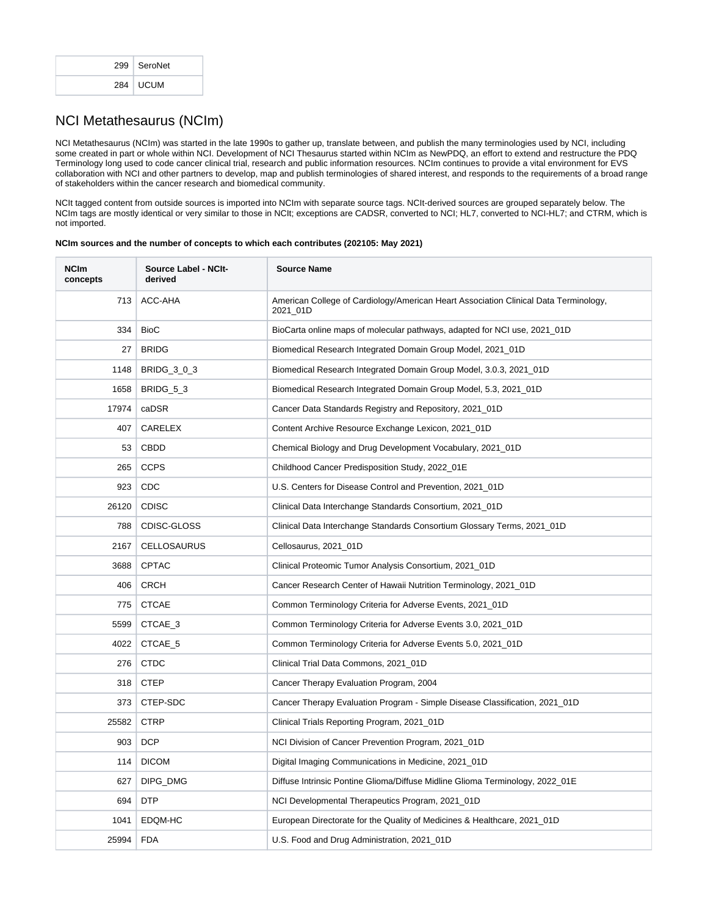| 299 | SeroNet |
|---|---|
| 284 | UCUM |

## NCI Metathesaurus (NCIm)

NCI Metathesaurus (NCIm) was started in the late 1990s to gather up, translate between, and publish the many terminologies used by NCI, including some created in part or whole within NCI. Development of NCI Thesaurus started within NCIm as NewPDQ, an effort to extend and restructure the PDQ Terminology long used to code cancer clinical trial, research and public information resources. NCIm continues to provide a vital environment for EVS collaboration with NCI and other partners to develop, map and publish terminologies of shared interest, and responds to the requirements of a broad range of stakeholders within the cancer research and biomedical community.

NCIt tagged content from outside sources is imported into NCIm with separate source tags. NCIt-derived sources are grouped separately below. The NCIm tags are mostly identical or very similar to those in NCIt; exceptions are CADSR, converted to NCI; HL7, converted to NCI-HL7; and CTRM, which is not imported.

**NCIm sources and the number of concepts to which each contributes (202105: May 2021)**

| NCIm concepts | Source Label - NCIt-derived | Source Name |
|---|---|---|
| 713 | ACC-AHA | American College of Cardiology/American Heart Association Clinical Data Terminology, 2021_01D |
| 334 | BioC | BioCarta online maps of molecular pathways, adapted for NCI use, 2021_01D |
| 27 | BRIDG | Biomedical Research Integrated Domain Group Model, 2021_01D |
| 1148 | BRIDG_3_0_3 | Biomedical Research Integrated Domain Group Model, 3.0.3, 2021_01D |
| 1658 | BRIDG_5_3 | Biomedical Research Integrated Domain Group Model, 5.3, 2021_01D |
| 17974 | caDSR | Cancer Data Standards Registry and Repository, 2021_01D |
| 407 | CARELEX | Content Archive Resource Exchange Lexicon, 2021_01D |
| 53 | CBDD | Chemical Biology and Drug Development Vocabulary, 2021_01D |
| 265 | CCPS | Childhood Cancer Predisposition Study, 2022_01E |
| 923 | CDC | U.S. Centers for Disease Control and Prevention, 2021_01D |
| 26120 | CDISC | Clinical Data Interchange Standards Consortium, 2021_01D |
| 788 | CDISC-GLOSS | Clinical Data Interchange Standards Consortium Glossary Terms, 2021_01D |
| 2167 | CELLOSAURUS | Cellosaurus, 2021_01D |
| 3688 | CPTAC | Clinical Proteomic Tumor Analysis Consortium, 2021_01D |
| 406 | CRCH | Cancer Research Center of Hawaii Nutrition Terminology, 2021_01D |
| 775 | CTCAE | Common Terminology Criteria for Adverse Events, 2021_01D |
| 5599 | CTCAE_3 | Common Terminology Criteria for Adverse Events 3.0, 2021_01D |
| 4022 | CTCAE_5 | Common Terminology Criteria for Adverse Events 5.0, 2021_01D |
| 276 | CTDC | Clinical Trial Data Commons, 2021_01D |
| 318 | CTEP | Cancer Therapy Evaluation Program, 2004 |
| 373 | CTEP-SDC | Cancer Therapy Evaluation Program - Simple Disease Classification, 2021_01D |
| 25582 | CTRP | Clinical Trials Reporting Program, 2021_01D |
| 903 | DCP | NCI Division of Cancer Prevention Program, 2021_01D |
| 114 | DICOM | Digital Imaging Communications in Medicine, 2021_01D |
| 627 | DIPG_DMG | Diffuse Intrinsic Pontine Glioma/Diffuse Midline Glioma Terminology, 2022_01E |
| 694 | DTP | NCI Developmental Therapeutics Program, 2021_01D |
| 1041 | EDQM-HC | European Directorate for the Quality of Medicines & Healthcare, 2021_01D |
| 25994 | FDA | U.S. Food and Drug Administration, 2021_01D |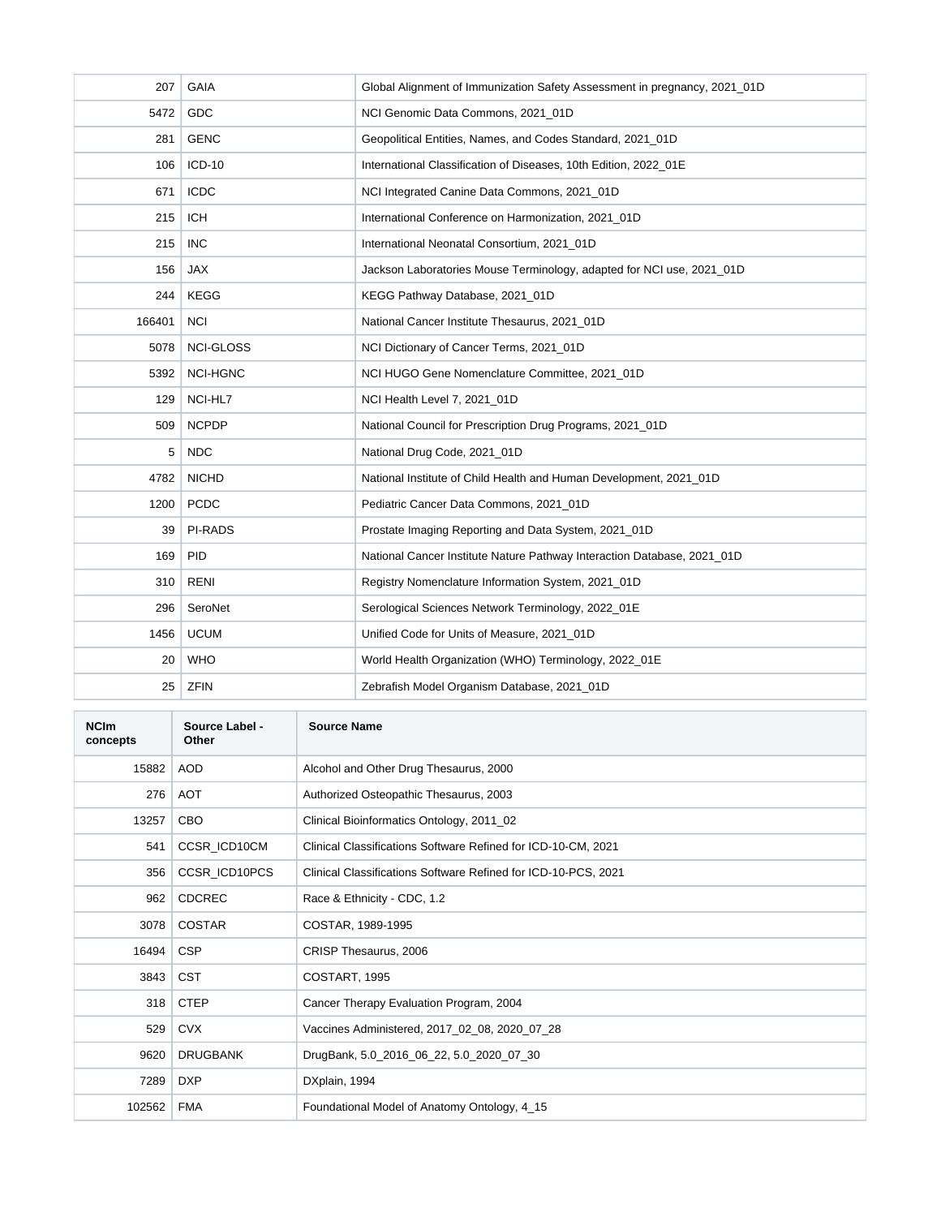| | | |
|---|---|---|
| 207 | GAIA | Global Alignment of Immunization Safety Assessment in pregnancy, 2021_01D |
| 5472 | GDC | NCI Genomic Data Commons, 2021_01D |
| 281 | GENC | Geopolitical Entities, Names, and Codes Standard, 2021_01D |
| 106 | ICD-10 | International Classification of Diseases, 10th Edition, 2022_01E |
| 671 | ICDC | NCI Integrated Canine Data Commons, 2021_01D |
| 215 | ICH | International Conference on Harmonization, 2021_01D |
| 215 | INC | International Neonatal Consortium, 2021_01D |
| 156 | JAX | Jackson Laboratories Mouse Terminology, adapted for NCI use, 2021_01D |
| 244 | KEGG | KEGG Pathway Database, 2021_01D |
| 166401 | NCI | National Cancer Institute Thesaurus, 2021_01D |
| 5078 | NCI-GLOSS | NCI Dictionary of Cancer Terms, 2021_01D |
| 5392 | NCI-HGNC | NCI HUGO Gene Nomenclature Committee, 2021_01D |
| 129 | NCI-HL7 | NCI Health Level 7, 2021_01D |
| 509 | NCPDP | National Council for Prescription Drug Programs, 2021_01D |
| 5 | NDC | National Drug Code, 2021_01D |
| 4782 | NICHD | National Institute of Child Health and Human Development, 2021_01D |
| 1200 | PCDC | Pediatric Cancer Data Commons, 2021_01D |
| 39 | PI-RADS | Prostate Imaging Reporting and Data System, 2021_01D |
| 169 | PID | National Cancer Institute Nature Pathway Interaction Database, 2021_01D |
| 310 | RENI | Registry Nomenclature Information System, 2021_01D |
| 296 | SeroNet | Serological Sciences Network Terminology, 2022_01E |
| 1456 | UCUM | Unified Code for Units of Measure, 2021_01D |
| 20 | WHO | World Health Organization (WHO) Terminology, 2022_01E |
| 25 | ZFIN | Zebrafish Model Organism Database, 2021_01D |

| NCIm concepts | Source Label - Other | Source Name |
|---|---|---|
| 15882 | AOD | Alcohol and Other Drug Thesaurus, 2000 |
| 276 | AOT | Authorized Osteopathic Thesaurus, 2003 |
| 13257 | CBO | Clinical Bioinformatics Ontology, 2011_02 |
| 541 | CCSR_ICD10CM | Clinical Classifications Software Refined for ICD-10-CM, 2021 |
| 356 | CCSR_ICD10PCS | Clinical Classifications Software Refined for ICD-10-PCS, 2021 |
| 962 | CDCREC | Race & Ethnicity - CDC, 1.2 |
| 3078 | COSTAR | COSTAR, 1989-1995 |
| 16494 | CSP | CRISP Thesaurus, 2006 |
| 3843 | CST | COSTART, 1995 |
| 318 | CTEP | Cancer Therapy Evaluation Program, 2004 |
| 529 | CVX | Vaccines Administered, 2017_02_08, 2020_07_28 |
| 9620 | DRUGBANK | DrugBank, 5.0_2016_06_22, 5.0_2020_07_30 |
| 7289 | DXP | DXplain, 1994 |
| 102562 | FMA | Foundational Model of Anatomy Ontology, 4_15 |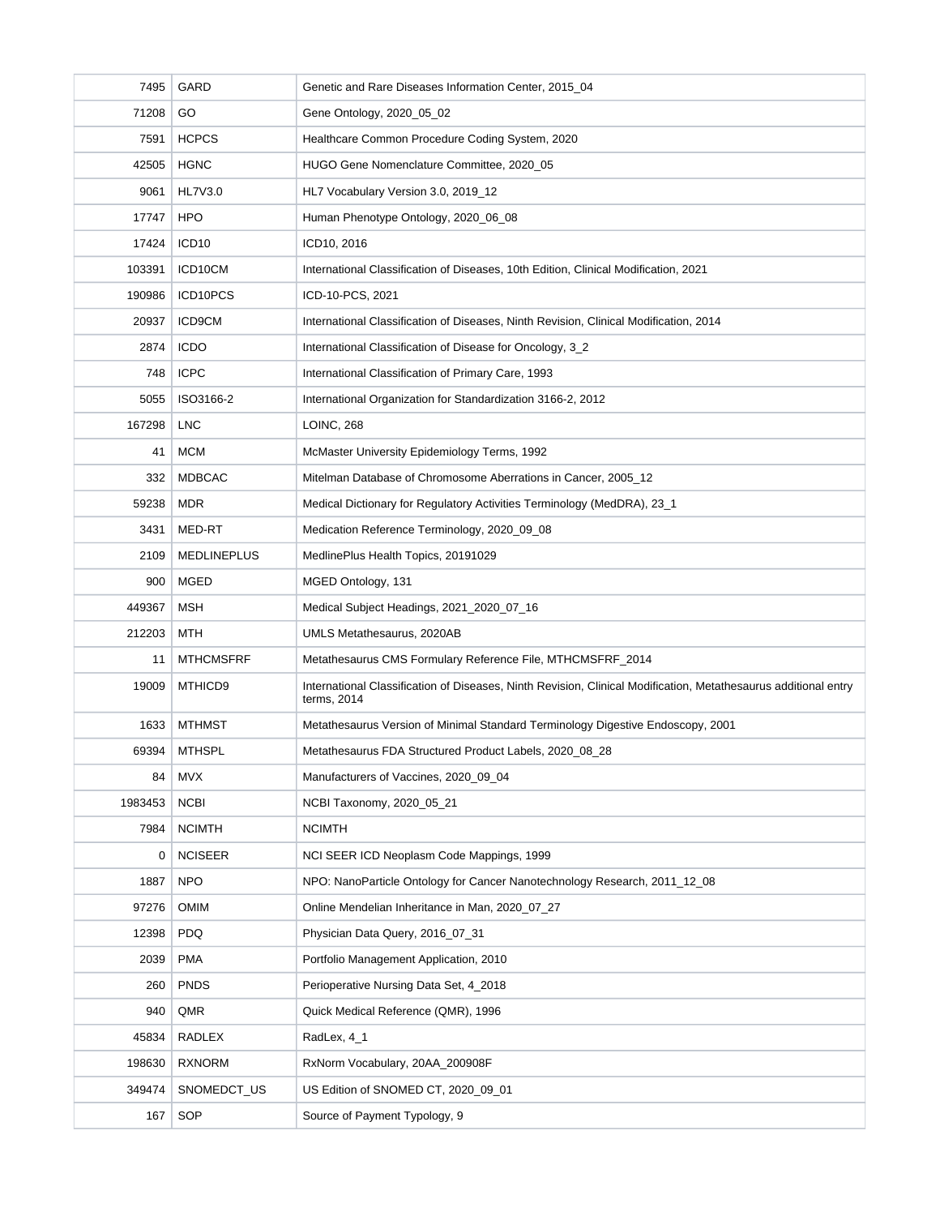| | | |
|---|---|---|
| 7495 | GARD | Genetic and Rare Diseases Information Center, 2015_04 |
| 71208 | GO | Gene Ontology, 2020_05_02 |
| 7591 | HCPCS | Healthcare Common Procedure Coding System, 2020 |
| 42505 | HGNC | HUGO Gene Nomenclature Committee, 2020_05 |
| 9061 | HL7V3.0 | HL7 Vocabulary Version 3.0, 2019_12 |
| 17747 | HPO | Human Phenotype Ontology, 2020_06_08 |
| 17424 | ICD10 | ICD10, 2016 |
| 103391 | ICD10CM | International Classification of Diseases, 10th Edition, Clinical Modification, 2021 |
| 190986 | ICD10PCS | ICD-10-PCS, 2021 |
| 20937 | ICD9CM | International Classification of Diseases, Ninth Revision, Clinical Modification, 2014 |
| 2874 | ICDO | International Classification of Disease for Oncology, 3_2 |
| 748 | ICPC | International Classification of Primary Care, 1993 |
| 5055 | ISO3166-2 | International Organization for Standardization 3166-2, 2012 |
| 167298 | LNC | LOINC, 268 |
| 41 | MCM | McMaster University Epidemiology Terms, 1992 |
| 332 | MDBCAC | Mitelman Database of Chromosome Aberrations in Cancer, 2005_12 |
| 59238 | MDR | Medical Dictionary for Regulatory Activities Terminology (MedDRA), 23_1 |
| 3431 | MED-RT | Medication Reference Terminology, 2020_09_08 |
| 2109 | MEDLINEPLUS | MedlinePlus Health Topics, 20191029 |
| 900 | MGED | MGED Ontology, 131 |
| 449367 | MSH | Medical Subject Headings, 2021_2020_07_16 |
| 212203 | MTH | UMLS Metathesaurus, 2020AB |
| 11 | MTHCMSFRF | Metathesaurus CMS Formulary Reference File, MTHCMSFRF_2014 |
| 19009 | MTHICD9 | International Classification of Diseases, Ninth Revision, Clinical Modification, Metathesaurus additional entry terms, 2014 |
| 1633 | MTHMST | Metathesaurus Version of Minimal Standard Terminology Digestive Endoscopy, 2001 |
| 69394 | MTHSPL | Metathesaurus FDA Structured Product Labels, 2020_08_28 |
| 84 | MVX | Manufacturers of Vaccines, 2020_09_04 |
| 1983453 | NCBI | NCBI Taxonomy, 2020_05_21 |
| 7984 | NCIMTH | NCIMTH |
| 0 | NCISEER | NCI SEER ICD Neoplasm Code Mappings, 1999 |
| 1887 | NPO | NPO: NanoParticle Ontology for Cancer Nanotechnology Research, 2011_12_08 |
| 97276 | OMIM | Online Mendelian Inheritance in Man, 2020_07_27 |
| 12398 | PDQ | Physician Data Query, 2016_07_31 |
| 2039 | PMA | Portfolio Management Application, 2010 |
| 260 | PNDS | Perioperative Nursing Data Set, 4_2018 |
| 940 | QMR | Quick Medical Reference (QMR), 1996 |
| 45834 | RADLEX | RadLex, 4_1 |
| 198630 | RXNORM | RxNorm Vocabulary, 20AA_200908F |
| 349474 | SNOMEDCT_US | US Edition of SNOMED CT, 2020_09_01 |
| 167 | SOP | Source of Payment Typology, 9 |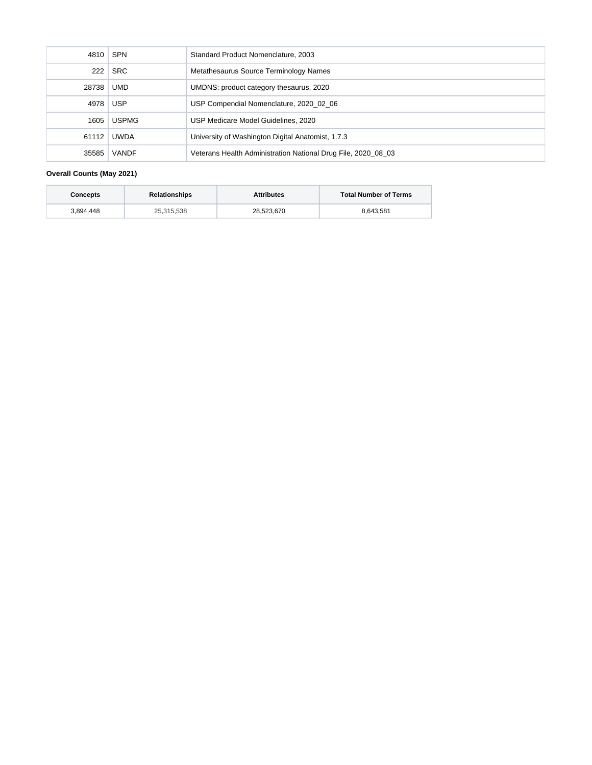| | | |
|---|---|---|
| 4810 | SPN | Standard Product Nomenclature, 2003 |
| 222 | SRC | Metathesaurus Source Terminology Names |
| 28738 | UMD | UMDNS: product category thesaurus, 2020 |
| 4978 | USP | USP Compendial Nomenclature, 2020_02_06 |
| 1605 | USPMG | USP Medicare Model Guidelines, 2020 |
| 61112 | UWDA | University of Washington Digital Anatomist, 1.7.3 |
| 35585 | VANDF | Veterans Health Administration National Drug File, 2020_08_03 |

**Overall Counts (May 2021)**

| Concepts | Relationships | Attributes | Total Number of Terms |
|---|---|---|---|
| 3,894,448 | 25,315,538 | 28,523,670 | 8,643,581 |